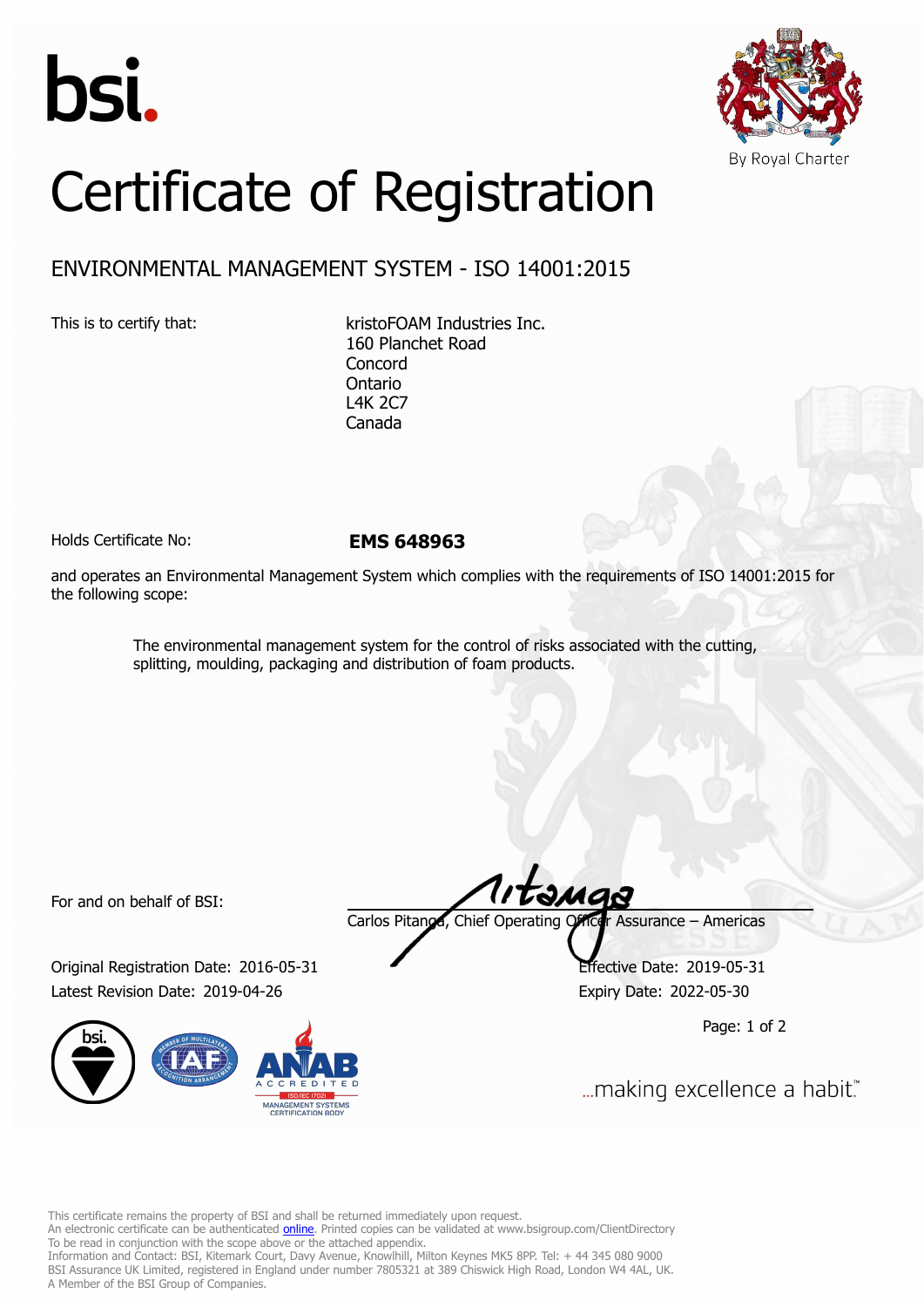bsi.

By Royal Charter

# Certificate of Registration

## ENVIRONMENTAL MANAGEMENT SYSTEM - ISO 14001:2015

This is to certify that:

kristoFOAM Industries Inc.
160 Planchet Road
Concord
Ontario
L4K 2C7
Canada

Holds Certificate No: **EMS 648963**

and operates an Environmental Management System which complies with the requirements of ISO 14001:2015 for the following scope:

> The environmental management system for the control of risks associated with the cutting, splitting, moulding, packaging and distribution of foam products.

For and on behalf of BSI:

Carlos Pitanga, Chief Operating Officer Assurance – Americas

Original Registration Date: 2016-05-31
Latest Revision Date: 2019-04-26

Effective Date: 2019-05-31
Expiry Date: 2022-05-30

...making excellence a habit.™

This certificate remains the property of BSI and shall be returned immediately upon request.
An electronic certificate can be authenticated online. Printed copies can be validated at www.bsigroup.com/ClientDirectory
To be read in conjunction with the scope above or the attached appendix.
Information and Contact: BSI, Kitemark Court, Davy Avenue, Knowlhill, Milton Keynes MK5 8PP. Tel: + 44 345 080 9000
BSI Assurance UK Limited, registered in England under number 7805321 at 389 Chiswick High Road, London W4 4AL, UK.
A Member of the BSI Group of Companies.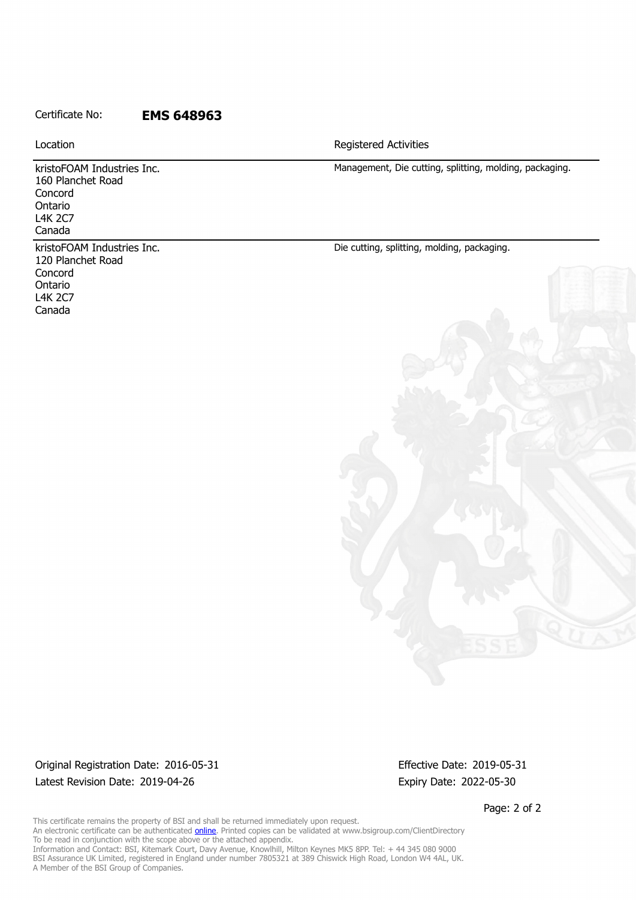Certificate No: **EMS 648963**

| Location | Registered Activities |
| --- | --- |
| kristoFOAM Industries Inc.<br>160 Planchet Road<br>Concord<br>Ontario<br>L4K 2C7<br>Canada | Management, Die cutting, splitting, molding, packaging. |
| kristoFOAM Industries Inc.<br>120 Planchet Road<br>Concord<br>Ontario<br>L4K 2C7<br>Canada | Die cutting, splitting, molding, packaging. |

Original Registration Date: 2016-05-31

Latest Revision Date: 2019-04-26

Effective Date: 2019-05-31

Expiry Date: 2022-05-30

This certificate remains the property of BSI and shall be returned immediately upon request.
An electronic certificate can be authenticated online. Printed copies can be validated at www.bsigroup.com/ClientDirectory
To be read in conjunction with the scope above or the attached appendix.
Information and Contact: BSI, Kitemark Court, Davy Avenue, Knowlhill, Milton Keynes MK5 8PP. Tel: + 44 345 080 9000
BSI Assurance UK Limited, registered in England under number 7805321 at 389 Chiswick High Road, London W4 4AL, UK.
A Member of the BSI Group of Companies.